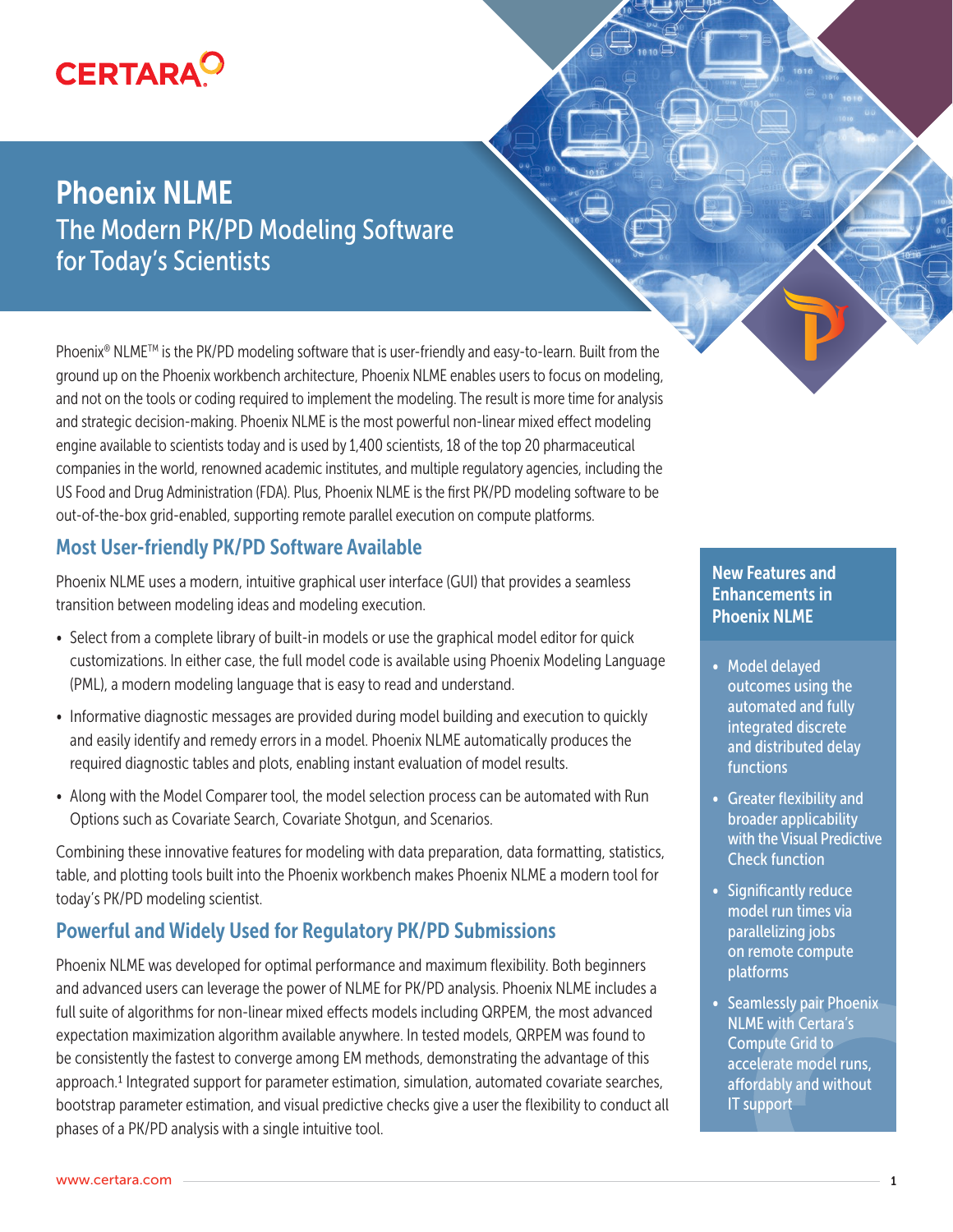CERTARA

# Phoenix NLME

## The Modern PK/PD Modeling Software for Today's Scientists

Phoenix® NLME™ is the PK/PD modeling software that is user-friendly and easy-to-learn. Built from the ground up on the Phoenix workbench architecture, Phoenix NLME enables users to focus on modeling, and not on the tools or coding required to implement the modeling. The result is more time for analysis and strategic decision-making. Phoenix NLME is the most powerful non-linear mixed effect modeling engine available to scientists today and is used by 1,400 scientists, 18 of the top 20 pharmaceutical companies in the world, renowned academic institutes, and multiple regulatory agencies, including the US Food and Drug Administration (FDA). Plus, Phoenix NLME is the first PK/PD modeling software to be out-of-the-box grid-enabled, supporting remote parallel execution on compute platforms.

## Most User-friendly PK/PD Software Available

Phoenix NLME uses a modern, intuitive graphical user interface (GUI) that provides a seamless transition between modeling ideas and modeling execution.

- Select from a complete library of built-in models or use the graphical model editor for quick customizations. In either case, the full model code is available using Phoenix Modeling Language (PML), a modern modeling language that is easy to read and understand.
- Informative diagnostic messages are provided during model building and execution to quickly and easily identify and remedy errors in a model. Phoenix NLME automatically produces the required diagnostic tables and plots, enabling instant evaluation of model results.
- Along with the Model Comparer tool, the model selection process can be automated with Run Options such as Covariate Search, Covariate Shotgun, and Scenarios.

Combining these innovative features for modeling with data preparation, data formatting, statistics, table, and plotting tools built into the Phoenix workbench makes Phoenix NLME a modern tool for today's PK/PD modeling scientist.

## Powerful and Widely Used for Regulatory PK/PD Submissions

Phoenix NLME was developed for optimal performance and maximum flexibility. Both beginners and advanced users can leverage the power of NLME for PK/PD analysis. Phoenix NLME includes a full suite of algorithms for non-linear mixed effects models including QRPEM, the most advanced expectation maximization algorithm available anywhere. In tested models, QRPEM was found to be consistently the fastest to converge among EM methods, demonstrating the advantage of this approach.[1] Integrated support for parameter estimation, simulation, automated covariate searches, bootstrap parameter estimation, and visual predictive checks give a user the flexibility to conduct all phases of a PK/PD analysis with a single intuitive tool.

### New Features and Enhancements in Phoenix NLME

- Model delayed outcomes using the automated and fully integrated discrete and distributed delay functions
- Greater flexibility and broader applicability with the Visual Predictive Check function
- Significantly reduce model run times via parallelizing jobs on remote compute platforms
- Seamlessly pair Phoenix NLME with Certara's Compute Grid to accelerate model runs, affordably and without IT support

www.certara.com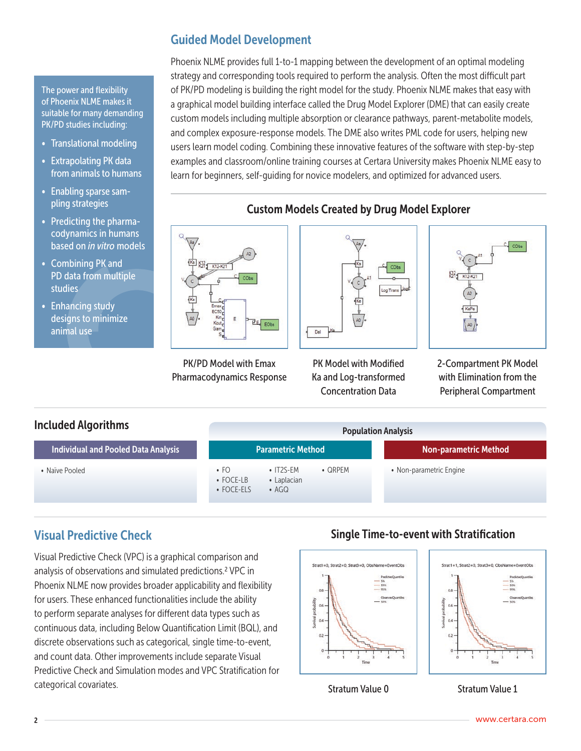## Guided Model Development

Phoenix NLME provides full 1-to-1 mapping between the development of an optimal modeling strategy and corresponding tools required to perform the analysis. Often the most difficult part of PK/PD modeling is building the right model for the study. Phoenix NLME makes that easy with a graphical model building interface called the Drug Model Explorer (DME) that can easily create custom models including multiple absorption or clearance pathways, parent-metabolite models, and complex exposure-response models. The DME also writes PML code for users, helping new users learn model coding. Combining these innovative features of the software with step-by-step examples and classroom/online training courses at Certara University makes Phoenix NLME easy to learn for beginners, self-guiding for novice modelers, and optimized for advanced users.

The power and flexibility of Phoenix NLME makes it suitable for many demanding PK/PD studies including:

- Translational modeling
- Extrapolating PK data from animals to humans
- Enabling sparse sampling strategies
- Predicting the pharmacodynamics in humans based on *in vitro* models
- Combining PK and PD data from multiple studies
- Enhancing study designs to minimize animal use

### Custom Models Created by Drug Model Explorer

PK/PD Model with Emax Pharmacodynamics Response

PK Model with Modified Ka and Log-transformed Concentration Data

2-Compartment PK Model with Elimination from the Peripheral Compartment

### Included Algorithms

| Individual and Pooled Data Analysis | Population Analysis: Parametric Method | Population Analysis: Non-parametric Method |
|---|---|---|
| • Naïve Pooled | • FO<br>• FOCE-LB<br>• FOCE-ELS<br>• IT2S-EM<br>• Laplacian<br>• AGQ<br>• QRPEM | • Non-parametric Engine |

## Visual Predictive Check

Visual Predictive Check (VPC) is a graphical comparison and analysis of observations and simulated predictions.[2] VPC in Phoenix NLME now provides broader applicability and flexibility for users. These enhanced functionalities include the ability to perform separate analyses for different data types such as continuous data, including Below Quantification Limit (BQL), and discrete observations such as categorical, single time-to-event, and count data. Other improvements include separate Visual Predictive Check and Simulation modes and VPC Stratification for categorical covariates.

### Single Time-to-event with Stratification

Stratum Value 0

Stratum Value 1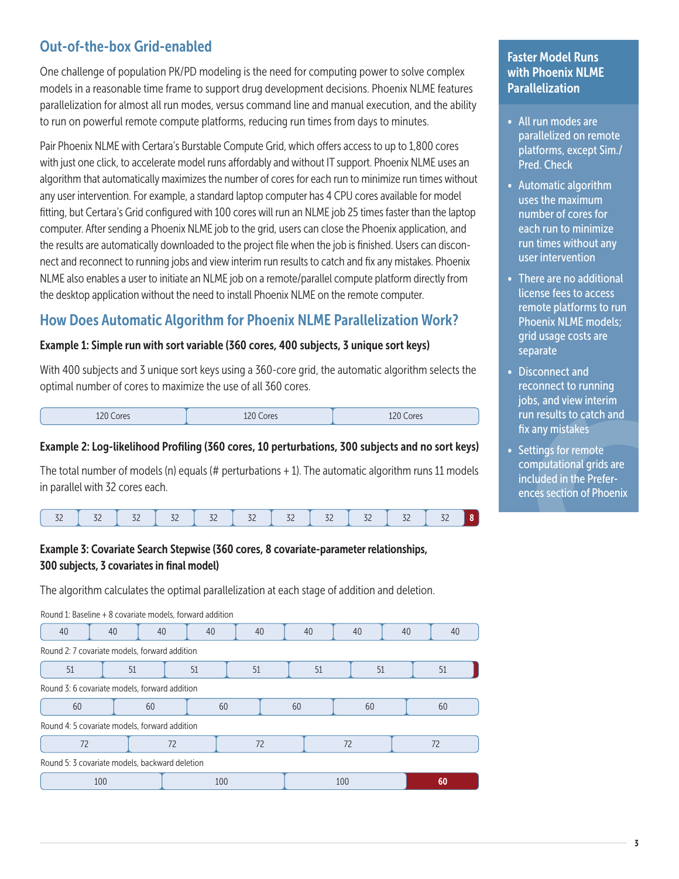## Out-of-the-box Grid-enabled

One challenge of population PK/PD modeling is the need for computing power to solve complex models in a reasonable time frame to support drug development decisions. Phoenix NLME features parallelization for almost all run modes, versus command line and manual execution, and the ability to run on powerful remote compute platforms, reducing run times from days to minutes.

Pair Phoenix NLME with Certara's Burstable Compute Grid, which offers access to up to 1,800 cores with just one click, to accelerate model runs affordably and without IT support. Phoenix NLME uses an algorithm that automatically maximizes the number of cores for each run to minimize run times without any user intervention. For example, a standard laptop computer has 4 CPU cores available for model fitting, but Certara's Grid configured with 100 cores will run an NLME job 25 times faster than the laptop computer. After sending a Phoenix NLME job to the grid, users can close the Phoenix application, and the results are automatically downloaded to the project file when the job is finished. Users can disconnect and reconnect to running jobs and view interim run results to catch and fix any mistakes. Phoenix NLME also enables a user to initiate an NLME job on a remote/parallel compute platform directly from the desktop application without the need to install Phoenix NLME on the remote computer.

## How Does Automatic Algorithm for Phoenix NLME Parallelization Work?

**Example 1: Simple run with sort variable (360 cores, 400 subjects, 3 unique sort keys)**

With 400 subjects and 3 unique sort keys using a 360-core grid, the automatic algorithm selects the optimal number of cores to maximize the use of all 360 cores.

| 120 Cores | 120 Cores | 120 Cores |
|---|---|---|

**Example 2: Log-likelihood Profiling (360 cores, 10 perturbations, 300 subjects and no sort keys)**

The total number of models (n) equals (# perturbations + 1). The automatic algorithm runs 11 models in parallel with 32 cores each.

| 32 | 32 | 32 | 32 | 32 | 32 | 32 | 32 | 32 | 32 | 32 | 8 |
|---|---|---|---|---|---|---|---|---|---|---|---|

**Example 3: Covariate Search Stepwise (360 cores, 8 covariate-parameter relationships, 300 subjects, 3 covariates in final model)**

The algorithm calculates the optimal parallelization at each stage of addition and deletion.

Round 1: Baseline + 8 covariate models, forward addition

| 40 | 40 | 40 | 40 | 40 | 40 | 40 | 40 | 40 |
|---|---|---|---|---|---|---|---|---|

Round 2: 7 covariate models, forward addition

| 51 | 51 | 51 | 51 | 51 | 51 | 51 |
|---|---|---|---|---|---|---|

Round 3: 6 covariate models, forward addition

| 60 | 60 | 60 | 60 | 60 | 60 |
|---|---|---|---|---|---|

Round 4: 5 covariate models, forward addition

| 72 | 72 | 72 | 72 | 72 |
|---|---|---|---|---|

Round 5: 3 covariate models, backward deletion

| 100 | 100 | 100 | 60 |
|---|---|---|---|

### Faster Model Runs with Phoenix NLME Parallelization

- All run modes are parallelized on remote platforms, except Sim./Pred. Check
- Automatic algorithm uses the maximum number of cores for each run to minimize run times without any user intervention
- There are no additional license fees to access remote platforms to run Phoenix NLME models; grid usage costs are separate
- Disconnect and reconnect to running jobs, and view interim run results to catch and fix any mistakes
- Settings for remote computational grids are included in the Preferences section of Phoenix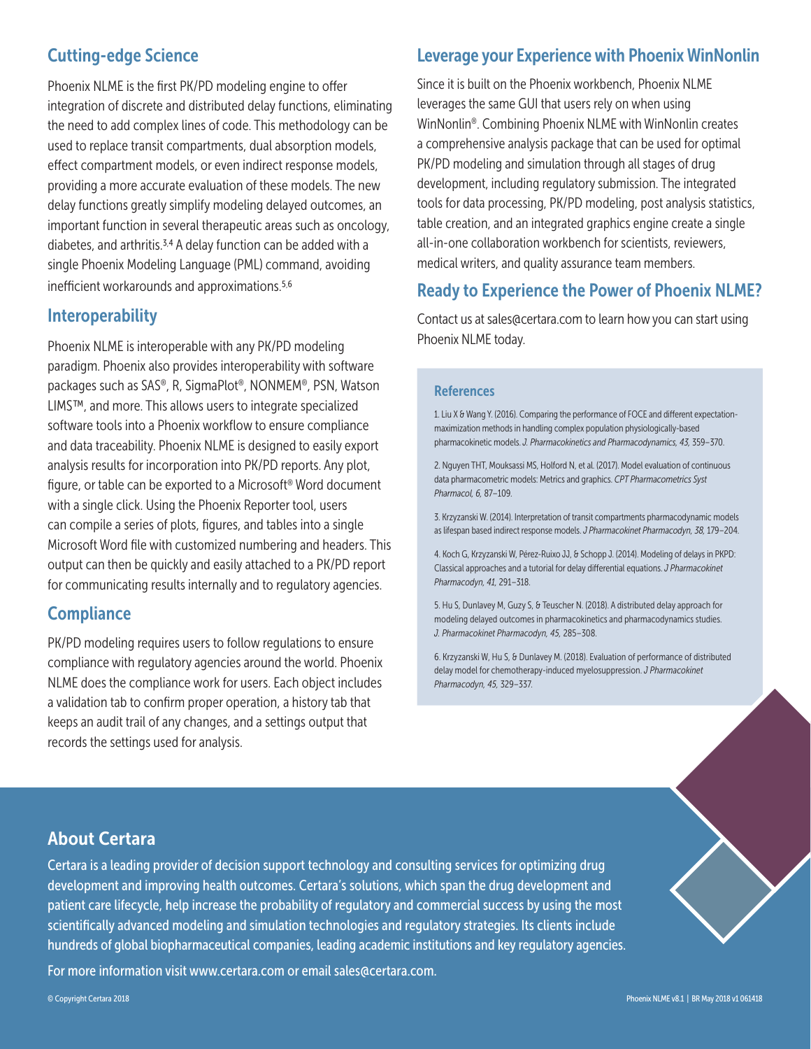## Cutting-edge Science

Phoenix NLME is the first PK/PD modeling engine to offer integration of discrete and distributed delay functions, eliminating the need to add complex lines of code. This methodology can be used to replace transit compartments, dual absorption models, effect compartment models, or even indirect response models, providing a more accurate evaluation of these models. The new delay functions greatly simplify modeling delayed outcomes, an important function in several therapeutic areas such as oncology, diabetes, and arthritis.[3,4] A delay function can be added with a single Phoenix Modeling Language (PML) command, avoiding inefficient workarounds and approximations.[5,6]

## Interoperability

Phoenix NLME is interoperable with any PK/PD modeling paradigm. Phoenix also provides interoperability with software packages such as SAS®, R, SigmaPlot®, NONMEM®, PSN, Watson LIMS™, and more. This allows users to integrate specialized software tools into a Phoenix workflow to ensure compliance and data traceability. Phoenix NLME is designed to easily export analysis results for incorporation into PK/PD reports. Any plot, figure, or table can be exported to a Microsoft® Word document with a single click. Using the Phoenix Reporter tool, users can compile a series of plots, figures, and tables into a single Microsoft Word file with customized numbering and headers. This output can then be quickly and easily attached to a PK/PD report for communicating results internally and to regulatory agencies.

## Compliance

PK/PD modeling requires users to follow regulations to ensure compliance with regulatory agencies around the world. Phoenix NLME does the compliance work for users. Each object includes a validation tab to confirm proper operation, a history tab that keeps an audit trail of any changes, and a settings output that records the settings used for analysis.

## Leverage your Experience with Phoenix WinNonlin

Since it is built on the Phoenix workbench, Phoenix NLME leverages the same GUI that users rely on when using WinNonlin®. Combining Phoenix NLME with WinNonlin creates a comprehensive analysis package that can be used for optimal PK/PD modeling and simulation through all stages of drug development, including regulatory submission. The integrated tools for data processing, PK/PD modeling, post analysis statistics, table creation, and an integrated graphics engine create a single all-in-one collaboration workbench for scientists, reviewers, medical writers, and quality assurance team members.

## Ready to Experience the Power of Phoenix NLME?

Contact us at sales@certara.com to learn how you can start using Phoenix NLME today.

### References

1. Liu X & Wang Y. (2016). Comparing the performance of FOCE and different expectation-maximization methods in handling complex population physiologically-based pharmacokinetic models. *J. Pharmacokinetics and Pharmacodynamics, 43,* 359–370.

2. Nguyen THT, Mouksassi MS, Holford N, et al. (2017). Model evaluation of continuous data pharmacometric models: Metrics and graphics. *CPT Pharmacometrics Syst Pharmacol, 6,* 87–109.

3. Krzyzanski W. (2014). Interpretation of transit compartments pharmacodynamic models as lifespan based indirect response models. *J Pharmacokinet Pharmacodyn, 38,* 179–204.

4. Koch G, Krzyzanski W, Pérez-Ruixo JJ, & Schopp J. (2014). Modeling of delays in PKPD: Classical approaches and a tutorial for delay differential equations. *J Pharmacokinet Pharmacodyn, 41,* 291–318.

5. Hu S, Dunlavey M, Guzy S, & Teuscher N. (2018). A distributed delay approach for modeling delayed outcomes in pharmacokinetics and pharmacodynamics studies. *J. Pharmacokinet Pharmacodyn, 45,* 285–308.

6. Krzyzanski W, Hu S, & Dunlavey M. (2018). Evaluation of performance of distributed delay model for chemotherapy-induced myelosuppression. *J Pharmacokinet Pharmacodyn, 45,* 329–337.

## About Certara

**Certara is a leading provider of decision support technology and consulting services for optimizing drug development and improving health outcomes. Certara's solutions, which span the drug development and patient care lifecycle, help increase the probability of regulatory and commercial success by using the most scientifically advanced modeling and simulation technologies and regulatory strategies. Its clients include hundreds of global biopharmaceutical companies, leading academic institutions and key regulatory agencies.**

For more information visit www.certara.com or email sales@certara.com.

© Copyright Certara 2018

Phoenix NLME v8.1 | BR May 2018 v1 061418